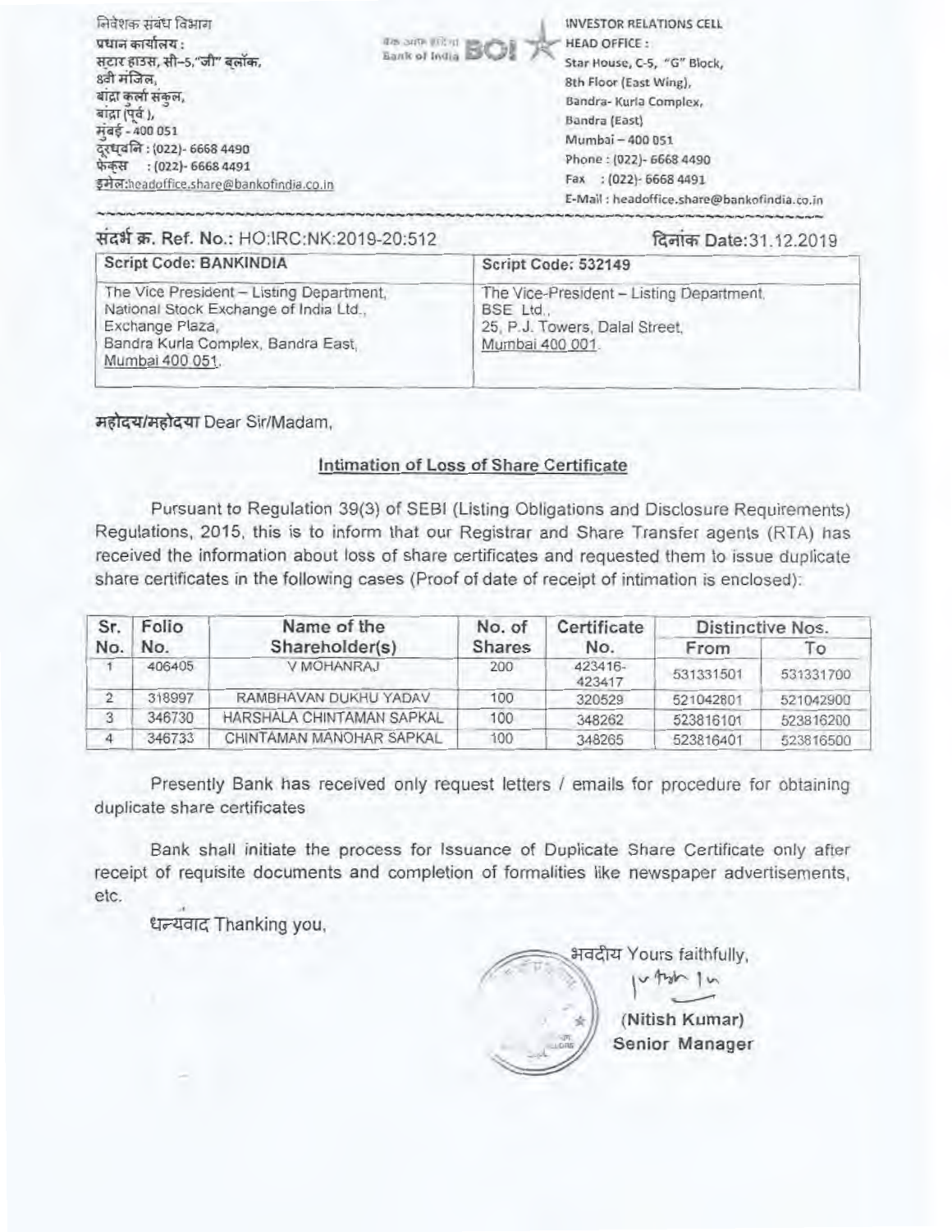निवेशक संबंध विभाग
प्रधान कार्यालय :
सटार हाउस, सी-5,"जी" ब्लॉक,
8वी मंजिल,
बांद्रा कुर्ला संकुल,
बांद्रा (पूर्व ),
मुंबई - 400 051
दूरध्वनि : (022)- 6668 4490
फेक्स : (022)- 6668 4491
इमेल:headoffice.share@bankofindia.co.in

INVESTOR RELATIONS CELL
HEAD OFFICE :
Star House, C-5, "G" Block,
8th Floor (East Wing),
Bandra- Kurla Complex,
Bandra (East)
Mumbai – 400 051
Phone : (022)- 6668 4490
Fax : (022)- 6668 4491
E-Mail : headoffice.share@bankofindia.co.in

संदर्भ क्र. Ref. No.: HO:IRC:NK:2019-20:512

दिनांक Date:31.12.2019

| Script Code: BANKINDIA | Script Code: 532149 |
|---|---|
| The Vice President – Listing Department, National Stock Exchange of India Ltd., Exchange Plaza, Bandra Kurla Complex, Bandra East, Mumbai 400 051. | The Vice-President – Listing Department, BSE Ltd., 25, P.J. Towers, Dalal Street, Mumbai 400 001. |

महोदय/महोदया Dear Sir/Madam,

## Intimation of Loss of Share Certificate

Pursuant to Regulation 39(3) of SEBI (Listing Obligations and Disclosure Requirements) Regulations, 2015, this is to inform that our Registrar and Share Transfer agents (RTA) has received the information about loss of share certificates and requested them to issue duplicate share certificates in the following cases (Proof of date of receipt of intimation is enclosed):

| Sr. No. | Folio No. | Name of the Shareholder(s) | No. of Shares | Certificate No. | Distinctive Nos. | |
|---|---|---|---|---|---|---|
| | | | | | From | To |
| 1 | 406405 | V MOHANRAJ | 200 | 423416-423417 | 531331501 | 531331700 |
| 2 | 318997 | RAMBHAVAN DUKHU YADAV | 100 | 320529 | 521042801 | 521042900 |
| 3 | 346730 | HARSHALA CHINTAMAN SAPKAL | 100 | 348262 | 523816101 | 523816200 |
| 4 | 346733 | CHINTAMAN MANOHAR SAPKAL | 100 | 348265 | 523816401 | 523816500 |

Presently Bank has received only request letters / emails for procedure for obtaining duplicate share certificates

Bank shall initiate the process for Issuance of Duplicate Share Certificate only after receipt of requisite documents and completion of formalities like newspaper advertisements, etc.

धन्यवाद Thanking you,

भवदीय Yours faithfully,

(Nitish Kumar)
Senior Manager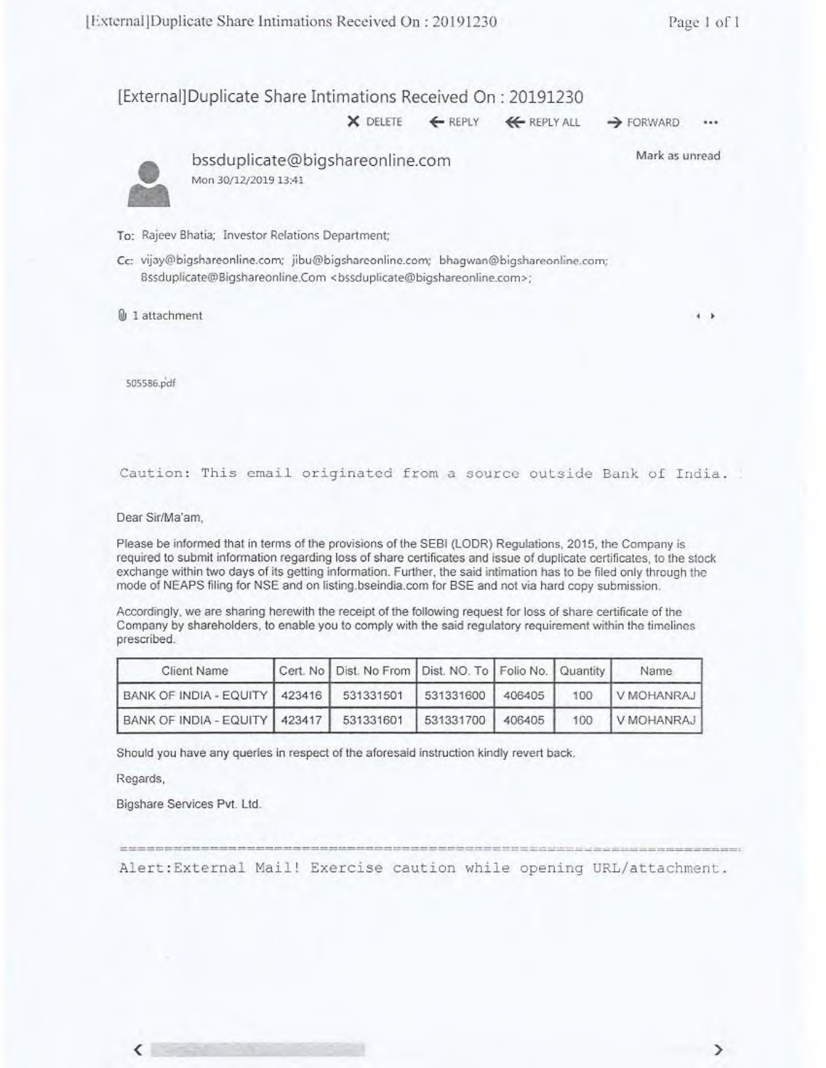# [External]Duplicate Share Intimations Received On : 20191230

DELETE | REPLY | REPLY ALL | FORWARD | ...

**bssduplicate@bigshareonline.com**
Mon 30/12/2019 13:41

Mark as unread

To: Rajeev Bhatia; Investor Relations Department;

Cc: vijay@bigshareonline.com; jibu@bigshareonline.com; bhagwan@bigshareonline.com; Bssduplicate@Bigshareonline.Com <bssduplicate@bigshareonline.com>;

1 attachment

505586.pdf

```
Caution: This email originated from a source outside Bank of India.
```

Dear Sir/Ma'am,

Please be informed that in terms of the provisions of the SEBI (LODR) Regulations, 2015, the Company is required to submit information regarding loss of share certificates and issue of duplicate certificates, to the stock exchange within two days of its getting information. Further, the said intimation has to be filed only through the mode of NEAPS filing for NSE and on listing.bseindia.com for BSE and not via hard copy submission.

Accordingly, we are sharing herewith the receipt of the following request for loss of share certificate of the Company by shareholders, to enable you to comply with the said regulatory requirement within the timelines prescribed.

| Client Name | Cert. No | Dist. No From | Dist. NO. To | Folio No. | Quantity | Name |
|---|---|---|---|---|---|---|
| BANK OF INDIA - EQUITY | 423416 | 531331501 | 531331600 | 406405 | 100 | V MOHANRAJ |
| BANK OF INDIA - EQUITY | 423417 | 531331601 | 531331700 | 406405 | 100 | V MOHANRAJ |

Should you have any queries in respect of the aforesaid instruction kindly revert back.

Regards,

Bigshare Services Pvt. Ltd.

```
Alert:External Mail! Exercise caution while opening URL/attachment.
```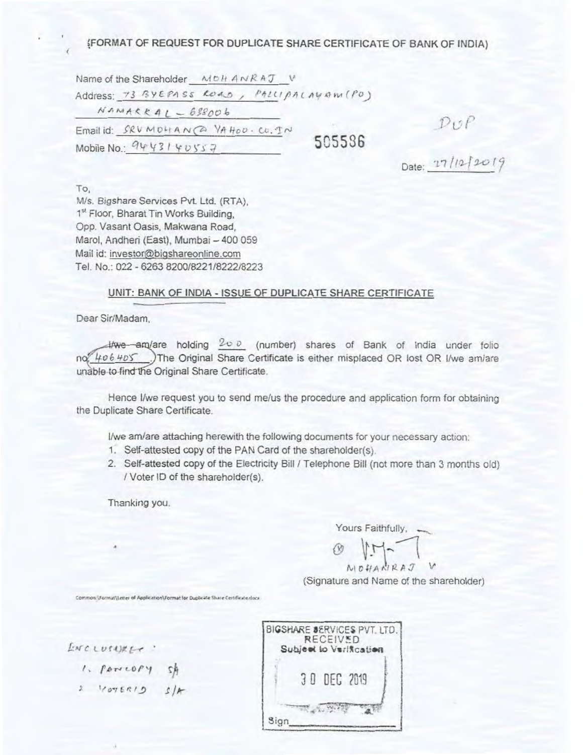(FORMAT OF REQUEST FOR DUPLICATE SHARE CERTIFICATE OF BANK OF INDIA)

Name of the Shareholder MOHANRAJ V

Address: 73 BYEPASS ROAD, PALLIPALAYAM (PO)

NAMAKKAL - 638006

Email id: SRVMOHAN@YAHOO.CO.IN

Mobile No.: 9443140557

505586

DUP

Date: 27/12/2019

To,
M/s. Bigshare Services Pvt. Ltd. (RTA),
1st Floor, Bharat Tin Works Building,
Opp. Vasant Oasis, Makwana Road,
Marol, Andheri (East), Mumbai – 400 059
Mail id: investor@bigshareonline.com
Tel. No.: 022 - 6263 8200/8221/8222/8223

**UNIT: BANK OF INDIA - ISSUE OF DUPLICATE SHARE CERTIFICATE**

Dear Sir/Madam,

~~I/we am~~/are holding 200 (number) shares of Bank of India under folio no. 406405. The Original Share Certificate is either misplaced OR lost OR I/we am/are unable to find the Original Share Certificate.

Hence I/we request you to send me/us the procedure and application form for obtaining the Duplicate Share Certificate.

I/we am/are attaching herewith the following documents for your necessary action:

1. Self-attested copy of the PAN Card of the shareholder(s).
2. Self-attested copy of the Electricity Bill / Telephone Bill (not more than 3 months old) / Voter ID of the shareholder(s).

Thanking you.

Yours Faithfully,

MOHANRAJ V

(Signature and Name of the shareholder)

Common:\Format\Letter of Application\Format for Duplicate Share Certificate.docx

ENCLOSURE:

1. PANCOPY S/A
2. VOTERID S/A

BIGSHARE SERVICES PVT. LTD.
RECEIVED
Subject to Verification
30 DEC 2019
Sign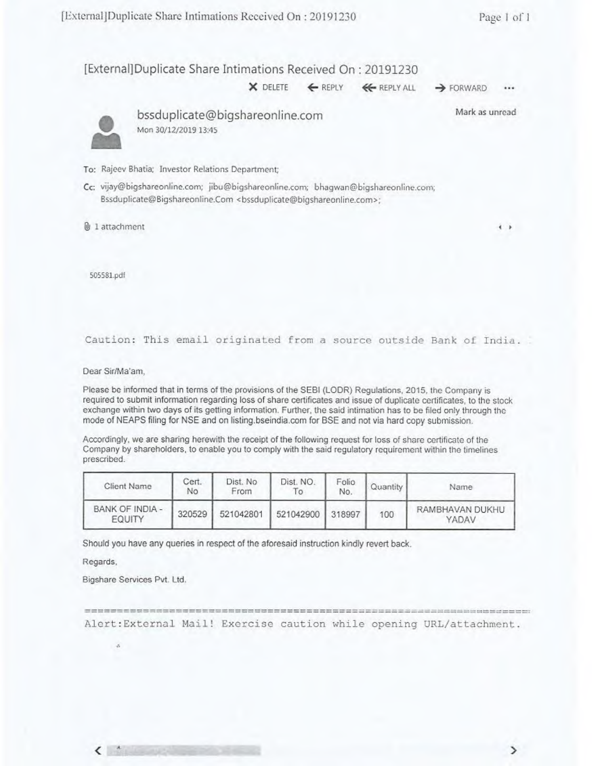# [External]Duplicate Share Intimations Received On : 20191230

DELETE | REPLY | REPLY ALL | FORWARD | ...

**bssduplicate@bigshareonline.com**
Mon 30/12/2019 13:45

Mark as unread

To: Rajeev Bhatia; Investor Relations Department;

Cc: vijay@bigshareonline.com; jibu@bigshareonline.com; bhagwan@bigshareonline.com; Bssduplicate@Bigshareonline.Com <bssduplicate@bigshareonline.com>;

1 attachment

505581.pdf

```
Caution: This email originated from a source outside Bank of India.
```

Dear Sir/Ma'am,

Please be informed that in terms of the provisions of the SEBI (LODR) Regulations, 2015, the Company is required to submit information regarding loss of share certificates and issue of duplicate certificates, to the stock exchange within two days of its getting information. Further, the said intimation has to be filed only through the mode of NEAPS filing for NSE and on listing.bseindia.com for BSE and not via hard copy submission.

Accordingly, we are sharing herewith the receipt of the following request for loss of share certificate of the Company by shareholders, to enable you to comply with the said regulatory requirement within the timelines prescribed.

| Client Name | Cert. No | Dist. No From | Dist. NO. To | Folio No. | Quantity | Name |
|---|---|---|---|---|---|---|
| BANK OF INDIA - EQUITY | 320529 | 521042801 | 521042900 | 318997 | 100 | RAMBHAVAN DUKHU YADAV |

Should you have any queries in respect of the aforesaid instruction kindly revert back.

Regards,

Bigshare Services Pvt. Ltd.

```
Alert:External Mail! Exercise caution while opening URL/attachment.
```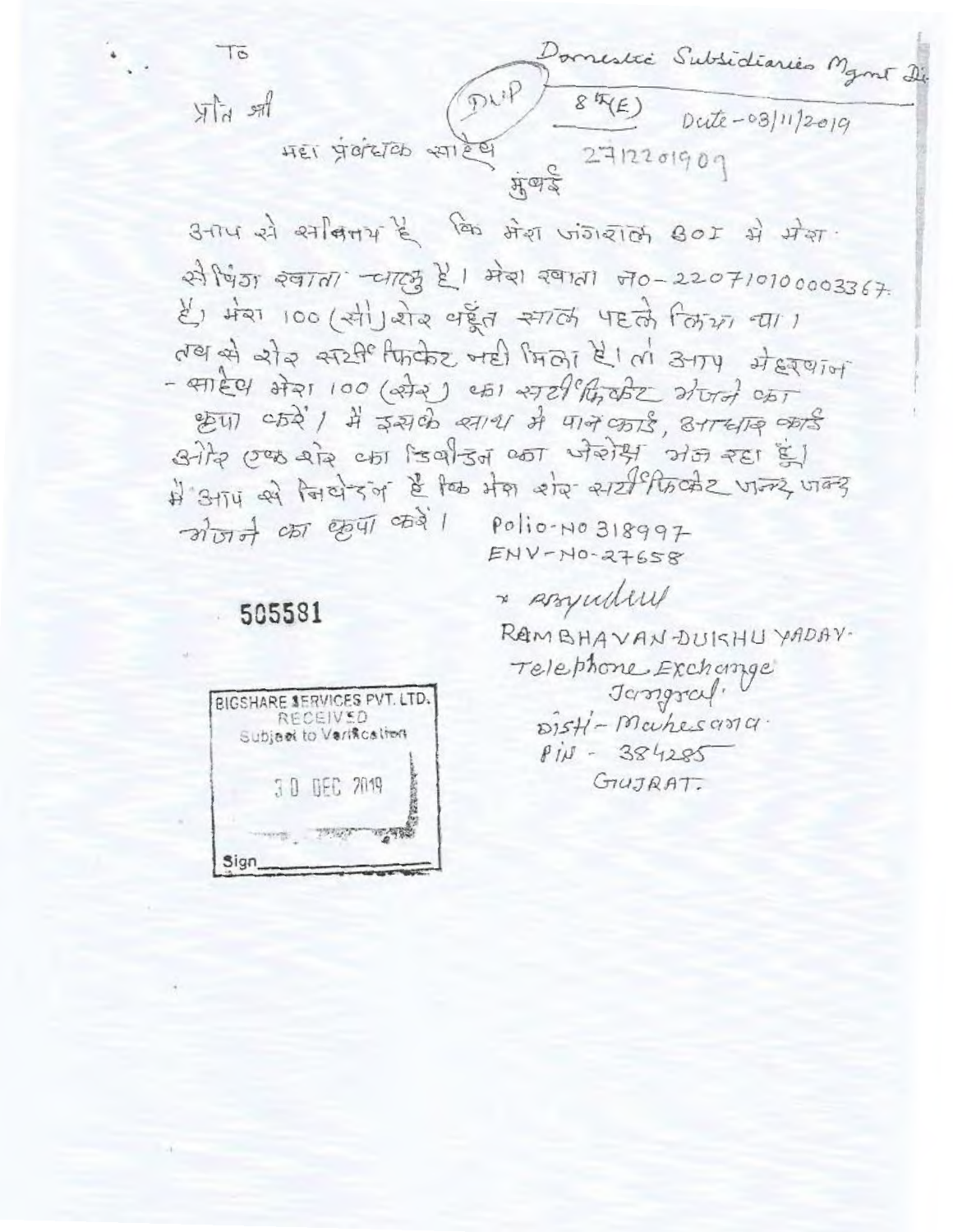To

प्रति श्री

महा प्रबंधक साहेब

मुंबई

Domestic Subsidiaries Mgmt Di

DUP

8 क(E)

Date - 03/11/2019

271220190

आप से सविनय है कि मेरा जंगराल BOI मे मेरा सेविंग खाता चालु है। मेरा खाता नं0-22071010003367 है। मेरा 100 (सौ) शेर बहुत साल पहले लिया था। तब से शेर सर्टिफिकेट नही मिला है। तो आप मेहरबान - साहेब मेरा 100 (शेर) का सर्टीफिकेट भेजने का कृपा करें। मैं इसके साथ मे पानकार्ड, आधार कार्ड और एक शेर का डिवीडन का जेरोक्ष भज रहा हुं। मैं आप से निवेदन है कि मेरा शेर सर्टीफिकेट जल्द जल्द भेजने का कृपा करें।

Polio-No 318997

ENV-No-27658

505581

BIGSHARE SERVICES PVT. LTD.
RECEIVED
Subject to Verification
30 DEC 2019
Sign

x Ramyadav

RAMBHAVAN-DUKHU YADAV-
Telephone Exchange
Jangral
Dist - Mahesana
PIN - 384285
GUJRAT.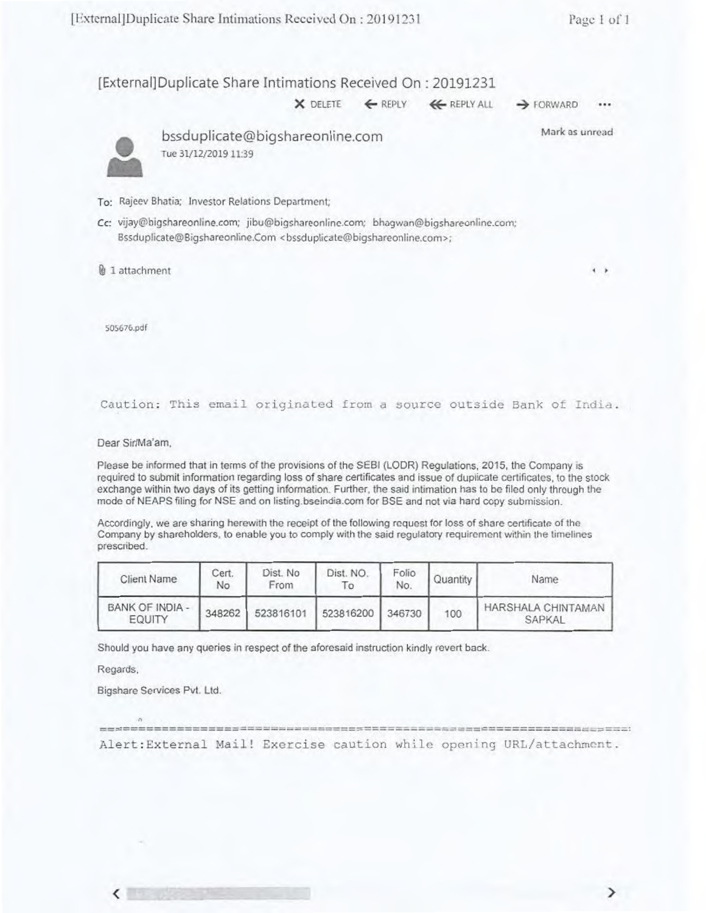# [External]Duplicate Share Intimations Received On : 20191231

DELETE   REPLY   REPLY ALL   FORWARD   ...

**bssduplicate@bigshareonline.com**
Tue 31/12/2019 11:39

Mark as unread

To: Rajeev Bhatia; Investor Relations Department;

Cc: vijay@bigshareonline.com; jibu@bigshareonline.com; bhagwan@bigshareonline.com; Bssduplicate@Bigshareonline.Com <bssduplicate@bigshareonline.com>;

1 attachment

505676.pdf

```
Caution: This email originated from a source outside Bank of India.
```

Dear Sir/Ma'am,

Please be informed that in terms of the provisions of the SEBI (LODR) Regulations, 2015, the Company is required to submit information regarding loss of share certificates and issue of duplicate certificates, to the stock exchange within two days of its getting information. Further, the said intimation has to be filed only through the mode of NEAPS filing for NSE and on listing.bseindia.com for BSE and not via hard copy submission.

Accordingly, we are sharing herewith the receipt of the following request for loss of share certificate of the Company by shareholders, to enable you to comply with the said regulatory requirement within the timelines prescribed.

| Client Name | Cert. No | Dist. No From | Dist. NO. To | Folio No. | Quantity | Name |
|---|---|---|---|---|---|---|
| BANK OF INDIA - EQUITY | 348262 | 523816101 | 523816200 | 346730 | 100 | HARSHALA CHINTAMAN SAPKAL |

Should you have any queries in respect of the aforesaid instruction kindly revert back.

Regards,

Bigshare Services Pvt. Ltd.

```
=======================================================================
Alert:External Mail! Exercise caution while opening URL/attachment.
```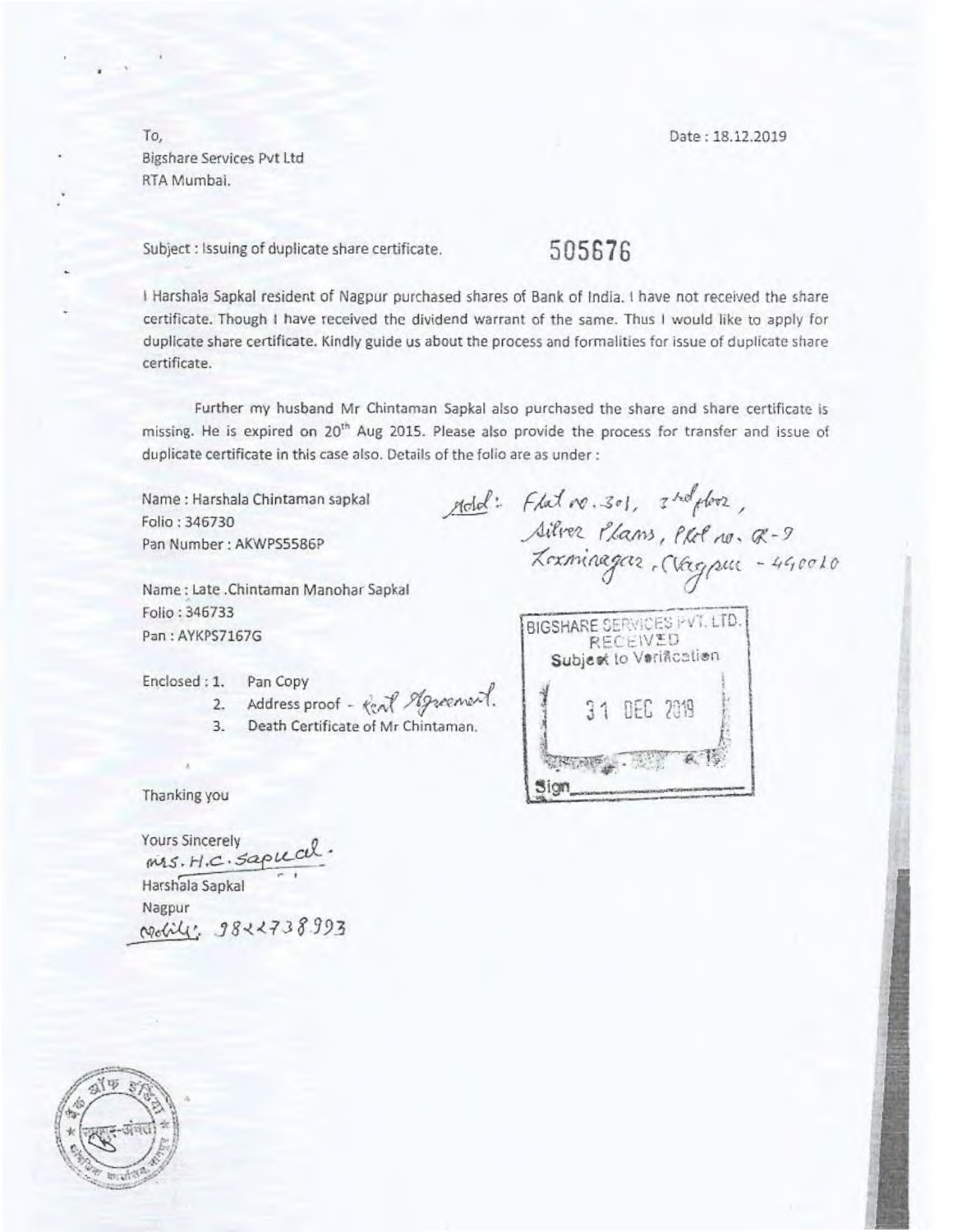To,
Bigshare Services Pvt Ltd
RTA Mumbai.

Date : 18.12.2019

Subject : Issuing of duplicate share certificate.

505676

I Harshala Sapkal resident of Nagpur purchased shares of Bank of India. I have not received the share certificate. Though I have received the dividend warrant of the same. Thus I would like to apply for duplicate share certificate. Kindly guide us about the process and formalities for issue of duplicate share certificate.

Further my husband Mr Chintaman Sapkal also purchased the share and share certificate is missing. He is expired on 20th Aug 2015. Please also provide the process for transfer and issue of duplicate certificate in this case also. Details of the folio are as under :

Name : Harshala Chintaman sapkal
Folio : 346730
Pan Number : AKWPS5586P

Add: Flat no. 301, 3rd floor, Silver Plams, Plot no. R-9 Laxminagar, Nagpur - 440010

Name : Late .Chintaman Manohar Sapkal
Folio : 346733
Pan : AYKPS7167G

BIGSHARE SERVICES PVT. LTD.
RECEIVED
Subject to Verification
31 DEC 2019
Sign

Enclosed :
1. Pan Copy
2. Address proof - Rent Agreement.
3. Death Certificate of Mr Chintaman.

Thanking you

Yours Sincerely
Mrs. H.C. Sapkal.
Harshala Sapkal
Nagpur
Mobile: 9822738993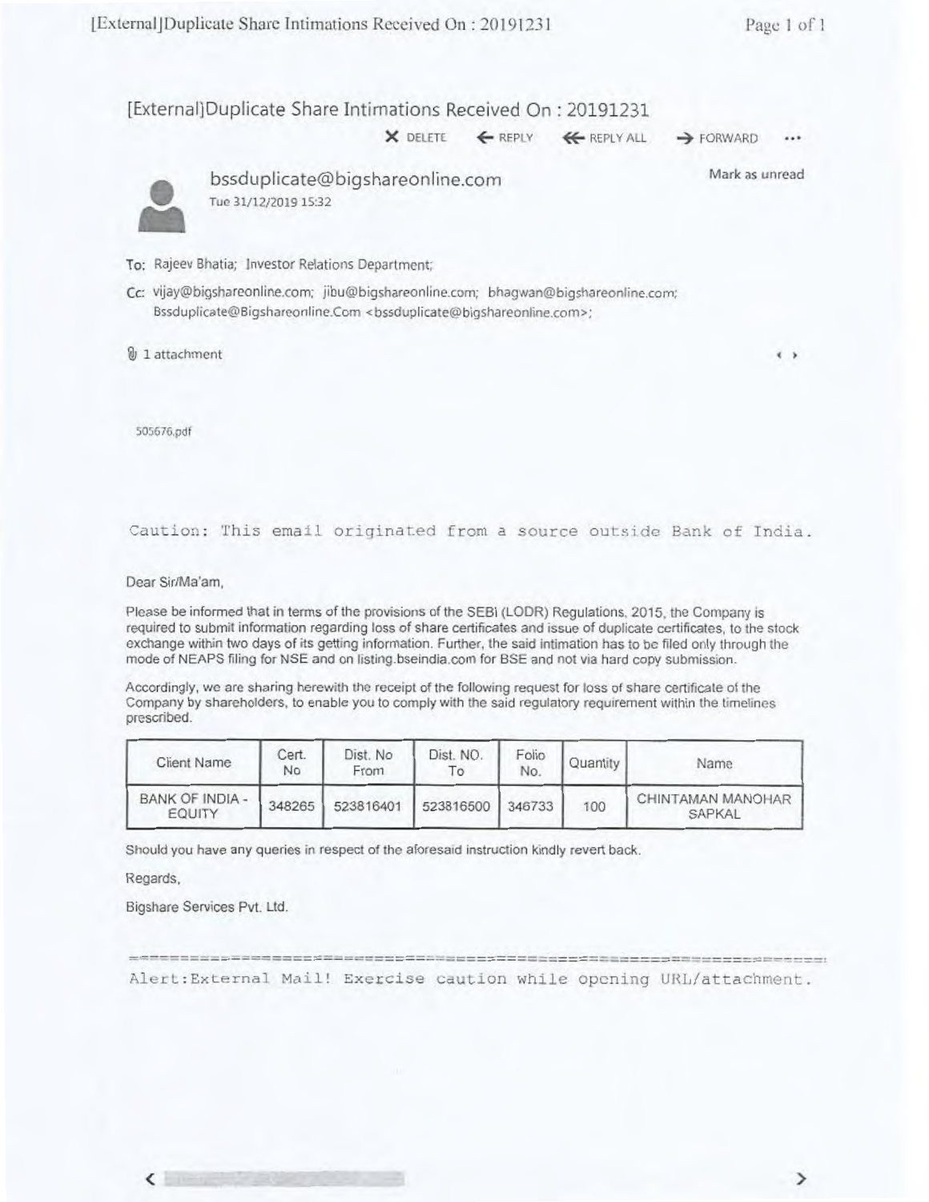# [External]Duplicate Share Intimations Received On : 20191231

DELETE REPLY REPLY ALL FORWARD ...

**bssduplicate@bigshareonline.com**
Tue 31/12/2019 15:32

Mark as unread

To: Rajeev Bhatia; Investor Relations Department;

Cc: vijay@bigshareonline.com; jibu@bigshareonline.com; bhagwan@bigshareonline.com; Bssduplicate@Bigshareonline.Com <bssduplicate@bigshareonline.com>;

1 attachment

505676.pdf

Caution: This email originated from a source outside Bank of India.

Dear Sir/Ma'am,

Please be informed that in terms of the provisions of the SEBI (LODR) Regulations, 2015, the Company is required to submit information regarding loss of share certificates and issue of duplicate certificates, to the stock exchange within two days of its getting information. Further, the said intimation has to be filed only through the mode of NEAPS filing for NSE and on listing.bseindia.com for BSE and not via hard copy submission.

Accordingly, we are sharing herewith the receipt of the following request for loss of share certificate of the Company by shareholders, to enable you to comply with the said regulatory requirement within the timelines prescribed.

| Client Name | Cert. No | Dist. No From | Dist. NO. To | Folio No. | Quantity | Name |
|---|---|---|---|---|---|---|
| BANK OF INDIA - EQUITY | 348265 | 523816401 | 523816500 | 346733 | 100 | CHINTAMAN MANOHAR SAPKAL |

Should you have any queries in respect of the aforesaid instruction kindly revert back.

Regards,

Bigshare Services Pvt. Ltd.

Alert:External Mail! Exercise caution while opening URL/attachment.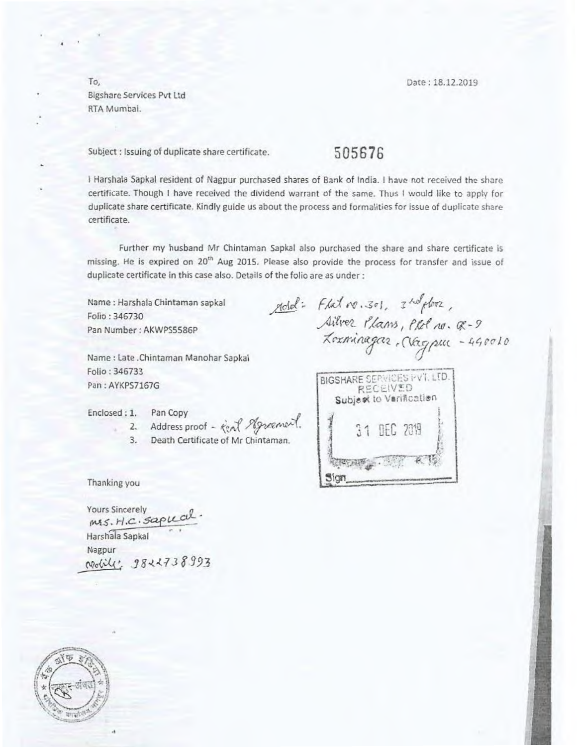To,
Bigshare Services Pvt Ltd
RTA Mumbai.

Date : 18.12.2019

Subject : Issuing of duplicate share certificate.

505676

I Harshala Sapkal resident of Nagpur purchased shares of Bank of India. I have not received the share certificate. Though I have received the dividend warrant of the same. Thus I would like to apply for duplicate share certificate. Kindly guide us about the process and formalities for issue of duplicate share certificate.

Further my husband Mr Chintaman Sapkal also purchased the share and share certificate is missing. He is expired on 20th Aug 2015. Please also provide the process for transfer and issue of duplicate certificate in this case also. Details of the folio are as under :

Name : Harshala Chintaman sapkal
Folio : 346730
Pan Number : AKWPS5586P

Add: Flat no. 301, 3rd floor, Silver Plams, Plot no. R-9 Laxminagar, Nagpur - 440010

Name : Late .Chintaman Manohar Sapkal
Folio : 346733
Pan : AYKPS7167G

BIGSHARE SERVICES PVT. LTD.
RECEIVED
Subject to Verification
31 DEC 2019
Sign

Enclosed :
1. Pan Copy
2. Address proof - Rent Agreement.
3. Death Certificate of Mr Chintaman.

Thanking you

Yours Sincerely
Mrs. H.C. Sapkal.
Harshala Sapkal
Nagpur
Mobile: 9822738993